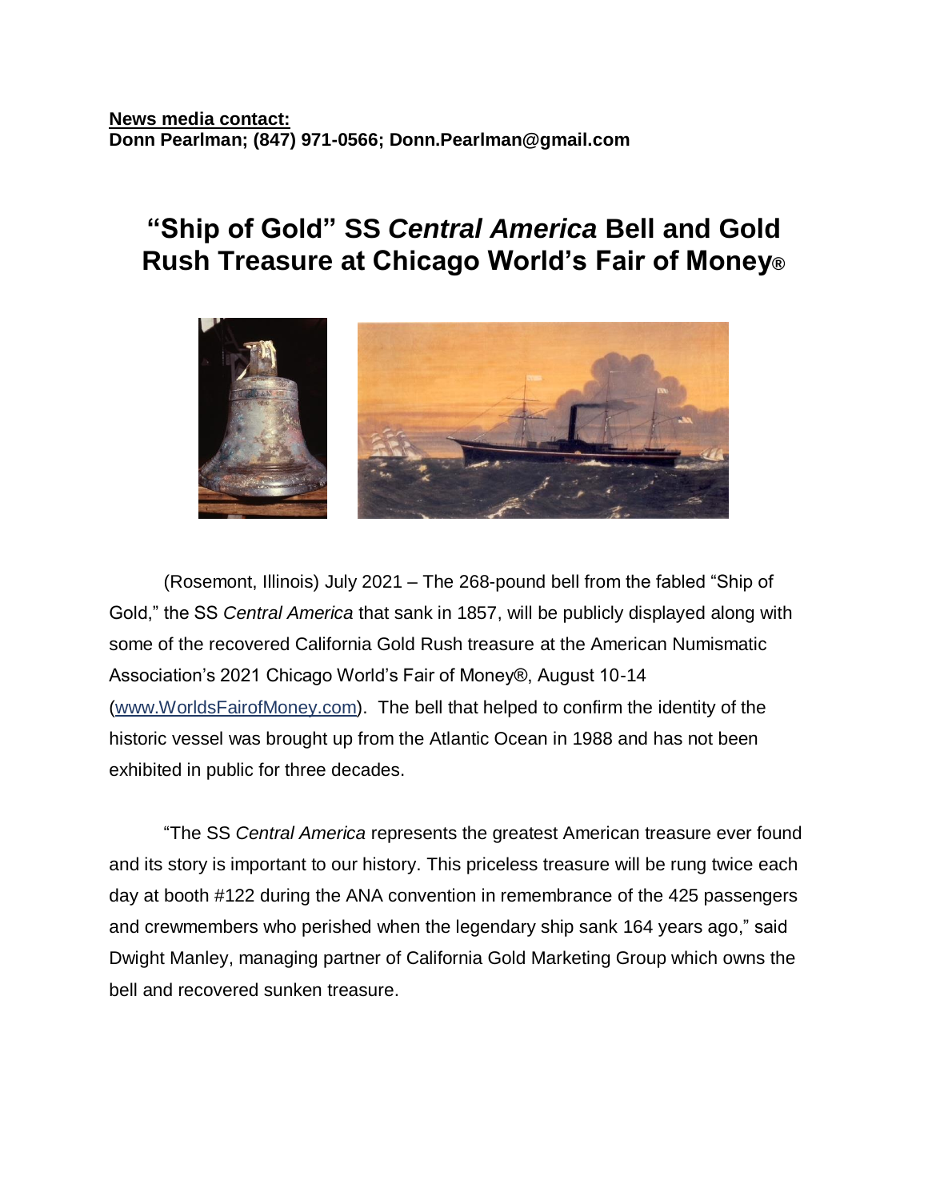**News media contact:**
**Donn Pearlman; (847) 971-0566; Donn.Pearlman@gmail.com**

# "Ship of Gold" SS *Central America* Bell and Gold Rush Treasure at Chicago World's Fair of Money®

(Rosemont, Illinois) July 2021 – The 268-pound bell from the fabled "Ship of Gold," the SS *Central America* that sank in 1857, will be publicly displayed along with some of the recovered California Gold Rush treasure at the American Numismatic Association's 2021 Chicago World's Fair of Money®, August 10-14 (www.WorldsFairofMoney.com). The bell that helped to confirm the identity of the historic vessel was brought up from the Atlantic Ocean in 1988 and has not been exhibited in public for three decades.

"The SS *Central America* represents the greatest American treasure ever found and its story is important to our history. This priceless treasure will be rung twice each day at booth #122 during the ANA convention in remembrance of the 425 passengers and crewmembers who perished when the legendary ship sank 164 years ago," said Dwight Manley, managing partner of California Gold Marketing Group which owns the bell and recovered sunken treasure.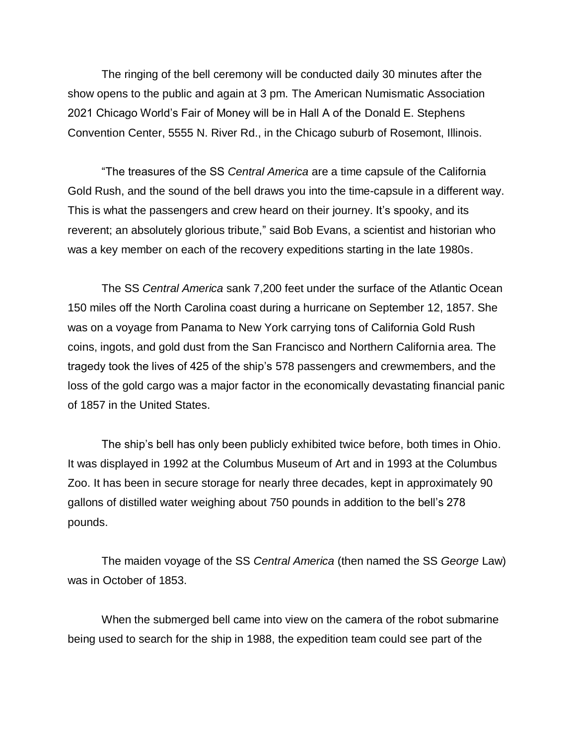The ringing of the bell ceremony will be conducted daily 30 minutes after the show opens to the public and again at 3 pm. The American Numismatic Association 2021 Chicago World's Fair of Money will be in Hall A of the Donald E. Stephens Convention Center, 5555 N. River Rd., in the Chicago suburb of Rosemont, Illinois.

"The treasures of the SS *Central America* are a time capsule of the California Gold Rush, and the sound of the bell draws you into the time-capsule in a different way. This is what the passengers and crew heard on their journey. It's spooky, and its reverent; an absolutely glorious tribute," said Bob Evans, a scientist and historian who was a key member on each of the recovery expeditions starting in the late 1980s.

The SS *Central America* sank 7,200 feet under the surface of the Atlantic Ocean 150 miles off the North Carolina coast during a hurricane on September 12, 1857. She was on a voyage from Panama to New York carrying tons of California Gold Rush coins, ingots, and gold dust from the San Francisco and Northern California area. The tragedy took the lives of 425 of the ship's 578 passengers and crewmembers, and the loss of the gold cargo was a major factor in the economically devastating financial panic of 1857 in the United States.

The ship's bell has only been publicly exhibited twice before, both times in Ohio. It was displayed in 1992 at the Columbus Museum of Art and in 1993 at the Columbus Zoo. It has been in secure storage for nearly three decades, kept in approximately 90 gallons of distilled water weighing about 750 pounds in addition to the bell's 278 pounds.

The maiden voyage of the SS *Central America* (then named the SS *George* Law) was in October of 1853.

When the submerged bell came into view on the camera of the robot submarine being used to search for the ship in 1988, the expedition team could see part of the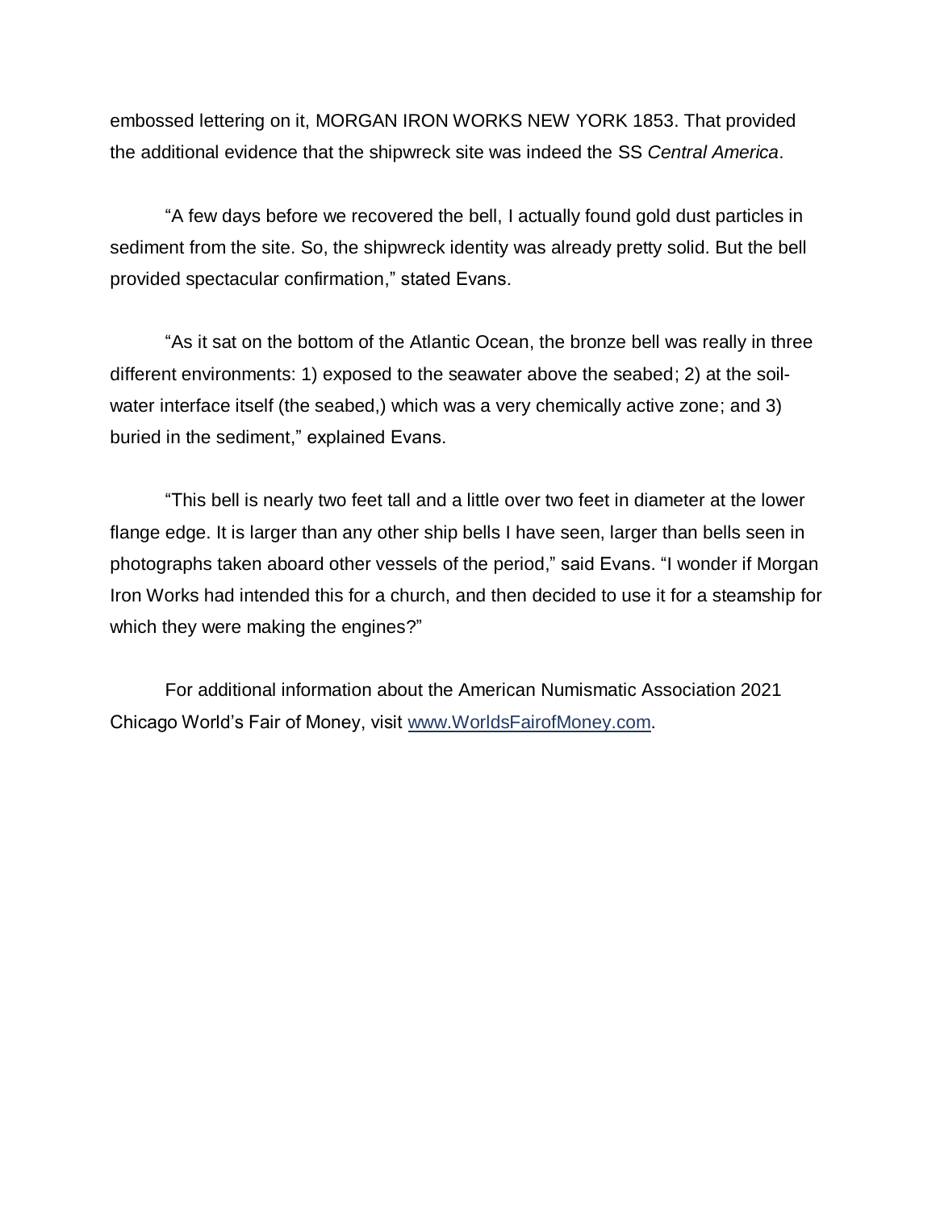embossed lettering on it, MORGAN IRON WORKS NEW YORK 1853. That provided the additional evidence that the shipwreck site was indeed the SS *Central America*.

"A few days before we recovered the bell, I actually found gold dust particles in sediment from the site. So, the shipwreck identity was already pretty solid. But the bell provided spectacular confirmation," stated Evans.

"As it sat on the bottom of the Atlantic Ocean, the bronze bell was really in three different environments: 1) exposed to the seawater above the seabed; 2) at the soil-water interface itself (the seabed,) which was a very chemically active zone; and 3) buried in the sediment," explained Evans.

"This bell is nearly two feet tall and a little over two feet in diameter at the lower flange edge. It is larger than any other ship bells I have seen, larger than bells seen in photographs taken aboard other vessels of the period," said Evans. "I wonder if Morgan Iron Works had intended this for a church, and then decided to use it for a steamship for which they were making the engines?"

For additional information about the American Numismatic Association 2021 Chicago World's Fair of Money, visit [www.WorldsFairofMoney.com](http://www.WorldsFairofMoney.com).